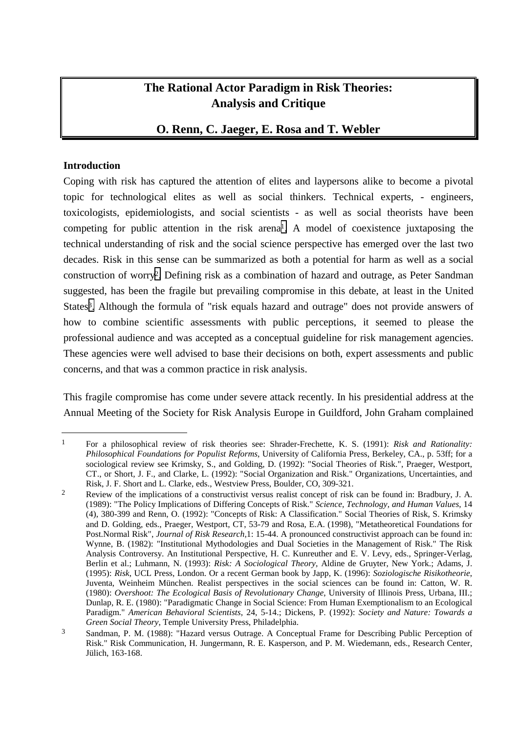# The Rational Actor Paradigm in Risk Theories: Analysis and Critique

**O. Renn, C. Jaeger, E. Rosa and T. Webler**

## Introduction

Coping with risk has captured the attention of elites and laypersons alike to become a pivotal topic for technological elites as well as social thinkers. Technical experts, - engineers, toxicologists, epidemiologists, and social scientists - as well as social theorists have been competing for public attention in the risk arena[1]. A model of coexistence juxtaposing the technical understanding of risk and the social science perspective has emerged over the last two decades. Risk in this sense can be summarized as both a potential for harm as well as a social construction of worry[2]. Defining risk as a combination of hazard and outrage, as Peter Sandman suggested, has been the fragile but prevailing compromise in this debate, at least in the United States[3]. Although the formula of "risk equals hazard and outrage" does not provide answers of how to combine scientific assessments with public perceptions, it seemed to please the professional audience and was accepted as a conceptual guideline for risk management agencies. These agencies were well advised to base their decisions on both, expert assessments and public concerns, and that was a common practice in risk analysis.

This fragile compromise has come under severe attack recently. In his presidential address at the Annual Meeting of the Society for Risk Analysis Europe in Guildford, John Graham complained

---

1. For a philosophical review of risk theories see: Shrader-Frechette, K. S. (1991): *Risk and Rationality: Philosophical Foundations for Populist Reforms*, University of California Press, Berkeley, CA., p. 53ff; for a sociological review see Krimsky, S., and Golding, D. (1992): "Social Theories of Risk.", Praeger, Westport, CT., or Short, J. F., and Clarke, L. (1992): "Social Organization and Risk." Organizations, Uncertainties, and Risk, J. F. Short and L. Clarke, eds., Westview Press, Boulder, CO, 309-321.

2. Review of the implications of a constructivist versus realist concept of risk can be found in: Bradbury, J. A. (1989): "The Policy Implications of Differing Concepts of Risk." *Science, Technology, and Human Values*, 14 (4), 380-399 and Renn, O. (1992): "Concepts of Risk: A Classification." Social Theories of Risk, S. Krimsky and D. Golding, eds., Praeger, Westport, CT, 53-79 and Rosa, E.A. (1998), "Metatheoretical Foundations for Post.Normal Risk", *Journal of Risk Research*,1: 15-44. A pronounced constructivist approach can be found in: Wynne, B. (1982): "Institutional Mythodologies and Dual Societies in the Management of Risk." The Risk Analysis Controversy. An Institutional Perspective, H. C. Kunreuther and E. V. Levy, eds., Springer-Verlag, Berlin et al.; Luhmann, N. (1993): *Risk: A Sociological Theory*, Aldine de Gruyter, New York.; Adams, J. (1995): *Risk*, UCL Press, London. Or a recent German book by Japp, K. (1996): *Soziologische Risikotheorie*, Juventa, Weinheim München. Realist perspectives in the social sciences can be found in: Catton, W. R. (1980): *Overshoot: The Ecological Basis of Revolutionary Change*, University of Illinois Press, Urbana, III.; Dunlap, R. E. (1980): "Paradigmatic Change in Social Science: From Human Exemptionalism to an Ecological Paradigm." *American Behavioral Scientists*, 24, 5-14.; Dickens, P. (1992): *Society and Nature: Towards a Green Social Theory*, Temple University Press, Philadelphia.

3. Sandman, P. M. (1988): "Hazard versus Outrage. A Conceptual Frame for Describing Public Perception of Risk." Risk Communication, H. Jungermann, R. E. Kasperson, and P. M. Wiedemann, eds., Research Center, Jülich, 163-168.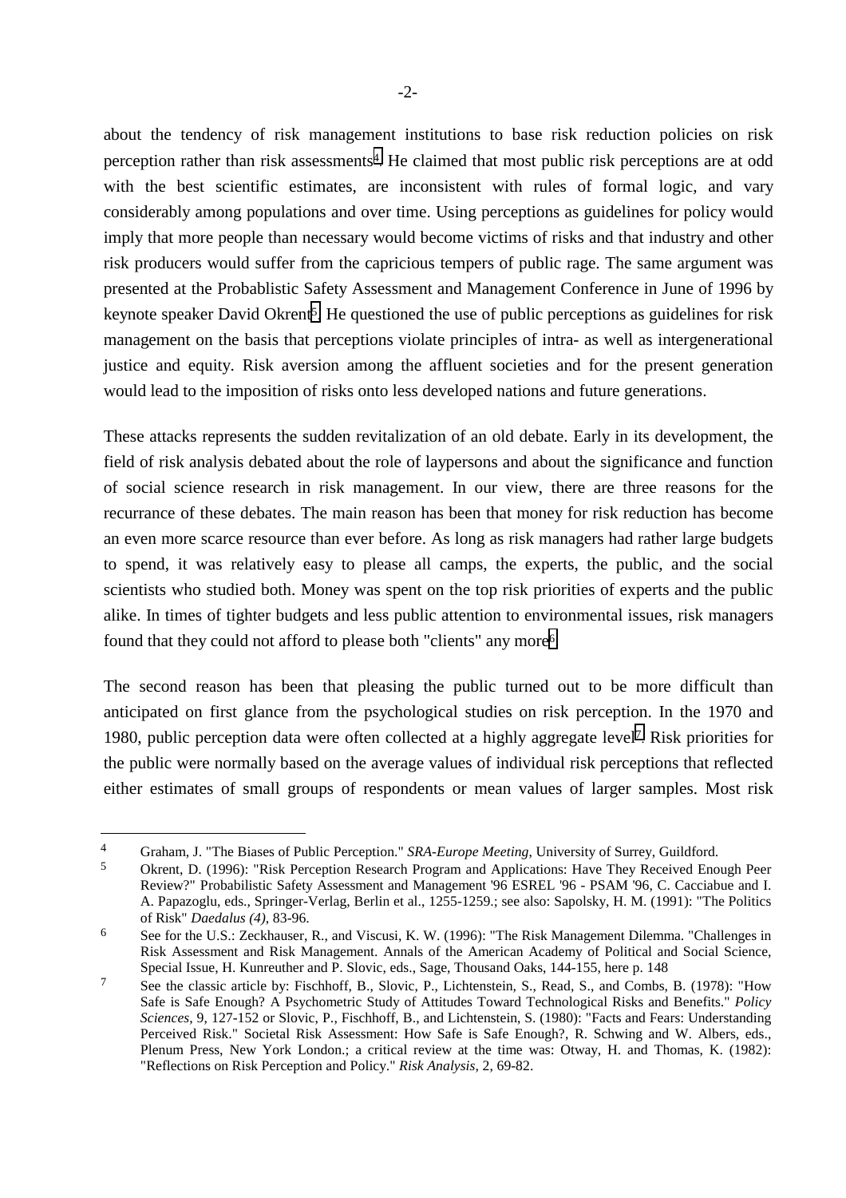about the tendency of risk management institutions to base risk reduction policies on risk perception rather than risk assessments[4]. He claimed that most public risk perceptions are at odd with the best scientific estimates, are inconsistent with rules of formal logic, and vary considerably among populations and over time. Using perceptions as guidelines for policy would imply that more people than necessary would become victims of risks and that industry and other risk producers would suffer from the capricious tempers of public rage. The same argument was presented at the Probablistic Safety Assessment and Management Conference in June of 1996 by keynote speaker David Okrent[5]. He questioned the use of public perceptions as guidelines for risk management on the basis that perceptions violate principles of intra- as well as intergenerational justice and equity. Risk aversion among the affluent societies and for the present generation would lead to the imposition of risks onto less developed nations and future generations.

These attacks represents the sudden revitalization of an old debate. Early in its development, the field of risk analysis debated about the role of laypersons and about the significance and function of social science research in risk management. In our view, there are three reasons for the recurrance of these debates. The main reason has been that money for risk reduction has become an even more scarce resource than ever before. As long as risk managers had rather large budgets to spend, it was relatively easy to please all camps, the experts, the public, and the social scientists who studied both. Money was spent on the top risk priorities of experts and the public alike. In times of tighter budgets and less public attention to environmental issues, risk managers found that they could not afford to please both "clients" any more[6].

The second reason has been that pleasing the public turned out to be more difficult than anticipated on first glance from the psychological studies on risk perception. In the 1970 and 1980, public perception data were often collected at a highly aggregate level[7]. Risk priorities for the public were normally based on the average values of individual risk perceptions that reflected either estimates of small groups of respondents or mean values of larger samples. Most risk

---

[4] Graham, J. "The Biases of Public Perception." *SRA-Europe Meeting*, University of Surrey, Guildford.

[5] Okrent, D. (1996): "Risk Perception Research Program and Applications: Have They Received Enough Peer Review?" Probabilistic Safety Assessment and Management '96 ESREL '96 - PSAM '96, C. Cacciabue and I. A. Papazoglu, eds., Springer-Verlag, Berlin et al., 1255-1259.; see also: Sapolsky, H. M. (1991): "The Politics of Risk" *Daedalus (4)*, 83-96.

[6] See for the U.S.: Zeckhauser, R., and Viscusi, K. W. (1996): "The Risk Management Dilemma. "Challenges in Risk Assessment and Risk Management. Annals of the American Academy of Political and Social Science, Special Issue, H. Kunreuther and P. Slovic, eds., Sage, Thousand Oaks, 144-155, here p. 148

[7] See the classic article by: Fischhoff, B., Slovic, P., Lichtenstein, S., Read, S., and Combs, B. (1978): "How Safe is Safe Enough? A Psychometric Study of Attitudes Toward Technological Risks and Benefits." *Policy Sciences*, 9, 127-152 or Slovic, P., Fischhoff, B., and Lichtenstein, S. (1980): "Facts and Fears: Understanding Perceived Risk." Societal Risk Assessment: How Safe is Safe Enough?, R. Schwing and W. Albers, eds., Plenum Press, New York London.; a critical review at the time was: Otway, H. and Thomas, K. (1982): "Reflections on Risk Perception and Policy." *Risk Analysis*, 2, 69-82.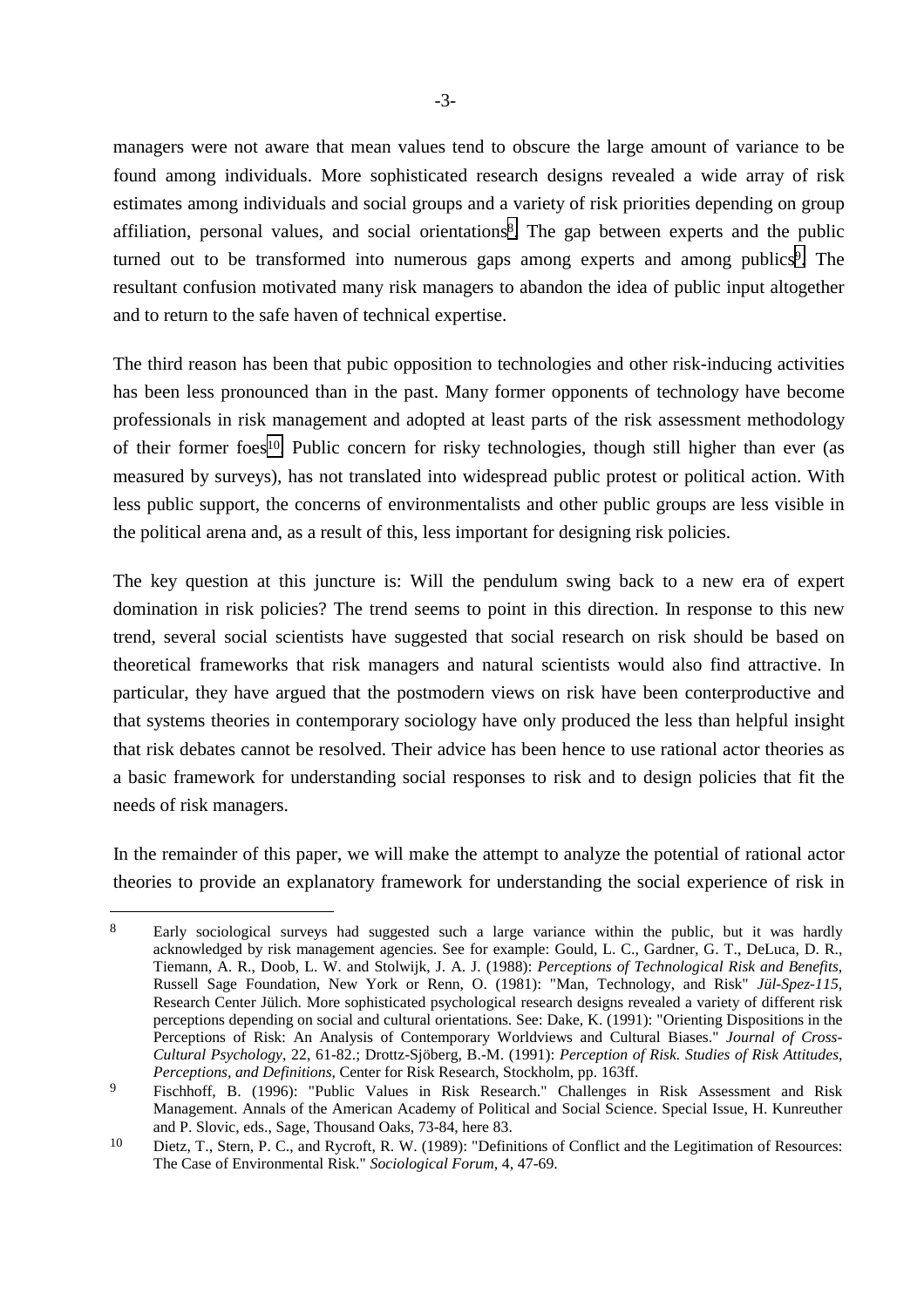managers were not aware that mean values tend to obscure the large amount of variance to be found among individuals. More sophisticated research designs revealed a wide array of risk estimates among individuals and social groups and a variety of risk priorities depending on group affiliation, personal values, and social orientations[8]. The gap between experts and the public turned out to be transformed into numerous gaps among experts and among publics[9]. The resultant confusion motivated many risk managers to abandon the idea of public input altogether and to return to the safe haven of technical expertise.

The third reason has been that pubic opposition to technologies and other risk-inducing activities has been less pronounced than in the past. Many former opponents of technology have become professionals in risk management and adopted at least parts of the risk assessment methodology of their former foes[10]. Public concern for risky technologies, though still higher than ever (as measured by surveys), has not translated into widespread public protest or political action. With less public support, the concerns of environmentalists and other public groups are less visible in the political arena and, as a result of this, less important for designing risk policies.

The key question at this juncture is: Will the pendulum swing back to a new era of expert domination in risk policies? The trend seems to point in this direction. In response to this new trend, several social scientists have suggested that social research on risk should be based on theoretical frameworks that risk managers and natural scientists would also find attractive. In particular, they have argued that the postmodern views on risk have been conterproductive and that systems theories in contemporary sociology have only produced the less than helpful insight that risk debates cannot be resolved. Their advice has been hence to use rational actor theories as a basic framework for understanding social responses to risk and to design policies that fit the needs of risk managers.

In the remainder of this paper, we will make the attempt to analyze the potential of rational actor theories to provide an explanatory framework for understanding the social experience of risk in

---

[8] Early sociological surveys had suggested such a large variance within the public, but it was hardly acknowledged by risk management agencies. See for example: Gould, L. C., Gardner, G. T., DeLuca, D. R., Tiemann, A. R., Doob, L. W. and Stolwijk, J. A. J. (1988): *Perceptions of Technological Risk and Benefits*, Russell Sage Foundation, New York or Renn, O. (1981): "Man, Technology, and Risk" *Jül-Spez-115*, Research Center Jülich. More sophisticated psychological research designs revealed a variety of different risk perceptions depending on social and cultural orientations. See: Dake, K. (1991): "Orienting Dispositions in the Perceptions of Risk: An Analysis of Contemporary Worldviews and Cultural Biases." *Journal of Cross-Cultural Psychology*, 22, 61-82.; Drottz-Sjöberg, B.-M. (1991): *Perception of Risk. Studies of Risk Attitudes, Perceptions, and Definitions*, Center for Risk Research, Stockholm, pp. 163ff.

[9] Fischhoff, B. (1996): "Public Values in Risk Research." Challenges in Risk Assessment and Risk Management. Annals of the American Academy of Political and Social Science. Special Issue, H. Kunreuther and P. Slovic, eds., Sage, Thousand Oaks, 73-84, here 83.

[10] Dietz, T., Stern, P. C., and Rycroft, R. W. (1989): "Definitions of Conflict and the Legitimation of Resources: The Case of Environmental Risk." *Sociological Forum*, 4, 47-69.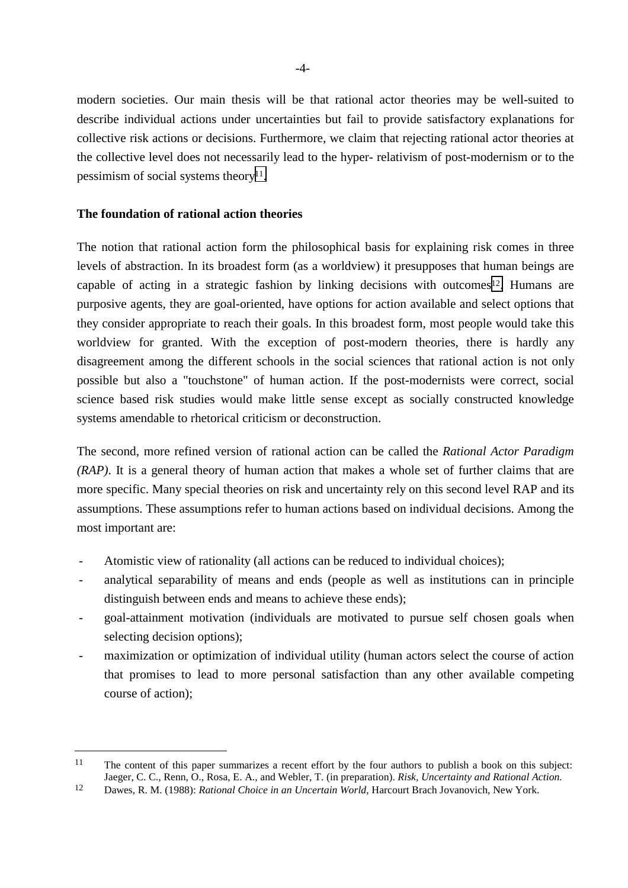modern societies. Our main thesis will be that rational actor theories may be well-suited to describe individual actions under uncertainties but fail to provide satisfactory explanations for collective risk actions or decisions. Furthermore, we claim that rejecting rational actor theories at the collective level does not necessarily lead to the hyper- relativism of post-modernism or to the pessimism of social systems theory[11].

**The foundation of rational action theories**

The notion that rational action form the philosophical basis for explaining risk comes in three levels of abstraction. In its broadest form (as a worldview) it presupposes that human beings are capable of acting in a strategic fashion by linking decisions with outcomes[12]. Humans are purposive agents, they are goal-oriented, have options for action available and select options that they consider appropriate to reach their goals. In this broadest form, most people would take this worldview for granted. With the exception of post-modern theories, there is hardly any disagreement among the different schools in the social sciences that rational action is not only possible but also a "touchstone" of human action. If the post-modernists were correct, social science based risk studies would make little sense except as socially constructed knowledge systems amendable to rhetorical criticism or deconstruction.

The second, more refined version of rational action can be called the *Rational Actor Paradigm (RAP)*. It is a general theory of human action that makes a whole set of further claims that are more specific. Many special theories on risk and uncertainty rely on this second level RAP and its assumptions. These assumptions refer to human actions based on individual decisions. Among the most important are:

- Atomistic view of rationality (all actions can be reduced to individual choices);
- analytical separability of means and ends (people as well as institutions can in principle distinguish between ends and means to achieve these ends);
- goal-attainment motivation (individuals are motivated to pursue self chosen goals when selecting decision options);
- maximization or optimization of individual utility (human actors select the course of action that promises to lead to more personal satisfaction than any other available competing course of action);

---

[11] The content of this paper summarizes a recent effort by the four authors to publish a book on this subject: Jaeger, C. C., Renn, O., Rosa, E. A., and Webler, T. (in preparation). *Risk, Uncertainty and Rational Action.*

[12] Dawes, R. M. (1988): *Rational Choice in an Uncertain World*, Harcourt Brach Jovanovich, New York.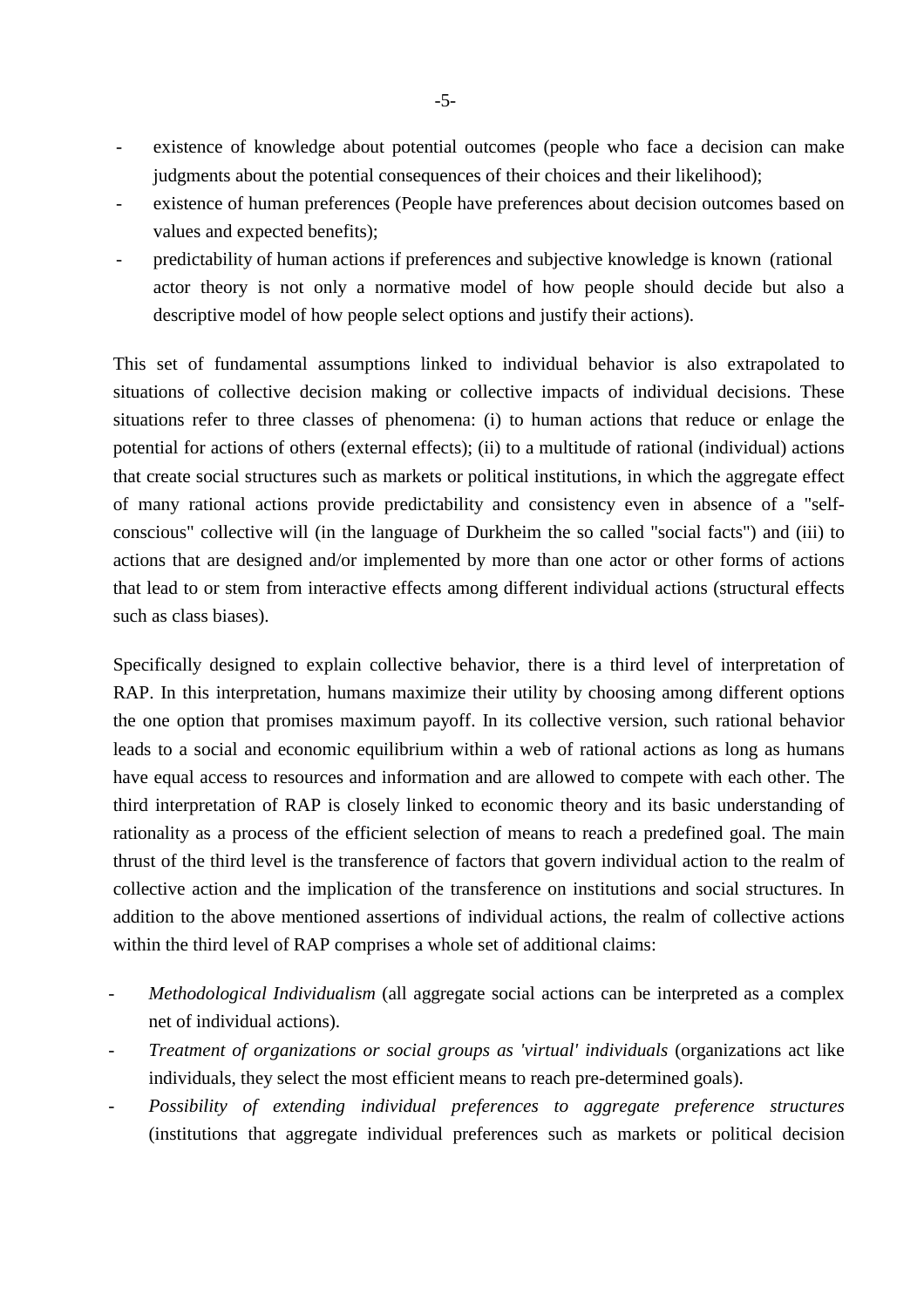- existence of knowledge about potential outcomes (people who face a decision can make judgments about the potential consequences of their choices and their likelihood);
- existence of human preferences (People have preferences about decision outcomes based on values and expected benefits);
- predictability of human actions if preferences and subjective knowledge is known (rational actor theory is not only a normative model of how people should decide but also a descriptive model of how people select options and justify their actions).

This set of fundamental assumptions linked to individual behavior is also extrapolated to situations of collective decision making or collective impacts of individual decisions. These situations refer to three classes of phenomena: (i) to human actions that reduce or enlage the potential for actions of others (external effects); (ii) to a multitude of rational (individual) actions that create social structures such as markets or political institutions, in which the aggregate effect of many rational actions provide predictability and consistency even in absence of a "self-conscious" collective will (in the language of Durkheim the so called "social facts") and (iii) to actions that are designed and/or implemented by more than one actor or other forms of actions that lead to or stem from interactive effects among different individual actions (structural effects such as class biases).

Specifically designed to explain collective behavior, there is a third level of interpretation of RAP. In this interpretation, humans maximize their utility by choosing among different options the one option that promises maximum payoff. In its collective version, such rational behavior leads to a social and economic equilibrium within a web of rational actions as long as humans have equal access to resources and information and are allowed to compete with each other. The third interpretation of RAP is closely linked to economic theory and its basic understanding of rationality as a process of the efficient selection of means to reach a predefined goal. The main thrust of the third level is the transference of factors that govern individual action to the realm of collective action and the implication of the transference on institutions and social structures. In addition to the above mentioned assertions of individual actions, the realm of collective actions within the third level of RAP comprises a whole set of additional claims:

- *Methodological Individualism* (all aggregate social actions can be interpreted as a complex net of individual actions).
- *Treatment of organizations or social groups as 'virtual' individuals* (organizations act like individuals, they select the most efficient means to reach pre-determined goals).
- *Possibility of extending individual preferences to aggregate preference structures* (institutions that aggregate individual preferences such as markets or political decision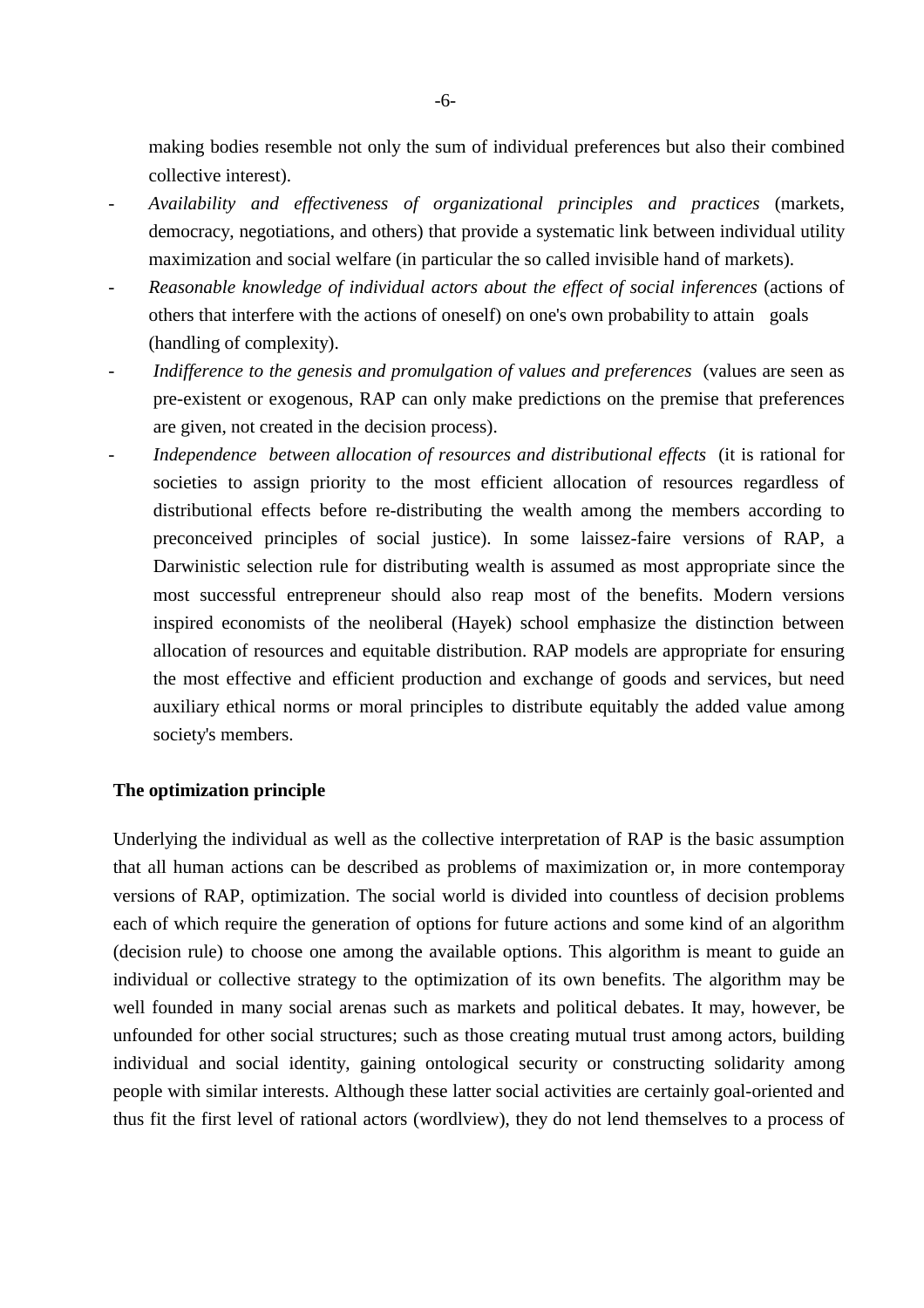making bodies resemble not only the sum of individual preferences but also their combined collective interest).

- *Availability and effectiveness of organizational principles and practices* (markets, democracy, negotiations, and others) that provide a systematic link between individual utility maximization and social welfare (in particular the so called invisible hand of markets).
- *Reasonable knowledge of individual actors about the effect of social inferences* (actions of others that interfere with the actions of oneself) on one's own probability to attain goals (handling of complexity).
- *Indifference to the genesis and promulgation of values and preferences* (values are seen as pre-existent or exogenous, RAP can only make predictions on the premise that preferences are given, not created in the decision process).
- *Independence between allocation of resources and distributional effects* (it is rational for societies to assign priority to the most efficient allocation of resources regardless of distributional effects before re-distributing the wealth among the members according to preconceived principles of social justice). In some laissez-faire versions of RAP, a Darwinistic selection rule for distributing wealth is assumed as most appropriate since the most successful entrepreneur should also reap most of the benefits. Modern versions inspired economists of the neoliberal (Hayek) school emphasize the distinction between allocation of resources and equitable distribution. RAP models are appropriate for ensuring the most effective and efficient production and exchange of goods and services, but need auxiliary ethical norms or moral principles to distribute equitably the added value among society's members.

**The optimization principle**

Underlying the individual as well as the collective interpretation of RAP is the basic assumption that all human actions can be described as problems of maximization or, in more contemporay versions of RAP, optimization. The social world is divided into countless of decision problems each of which require the generation of options for future actions and some kind of an algorithm (decision rule) to choose one among the available options. This algorithm is meant to guide an individual or collective strategy to the optimization of its own benefits. The algorithm may be well founded in many social arenas such as markets and political debates. It may, however, be unfounded for other social structures; such as those creating mutual trust among actors, building individual and social identity, gaining ontological security or constructing solidarity among people with similar interests. Although these latter social activities are certainly goal-oriented and thus fit the first level of rational actors (wordlview), they do not lend themselves to a process of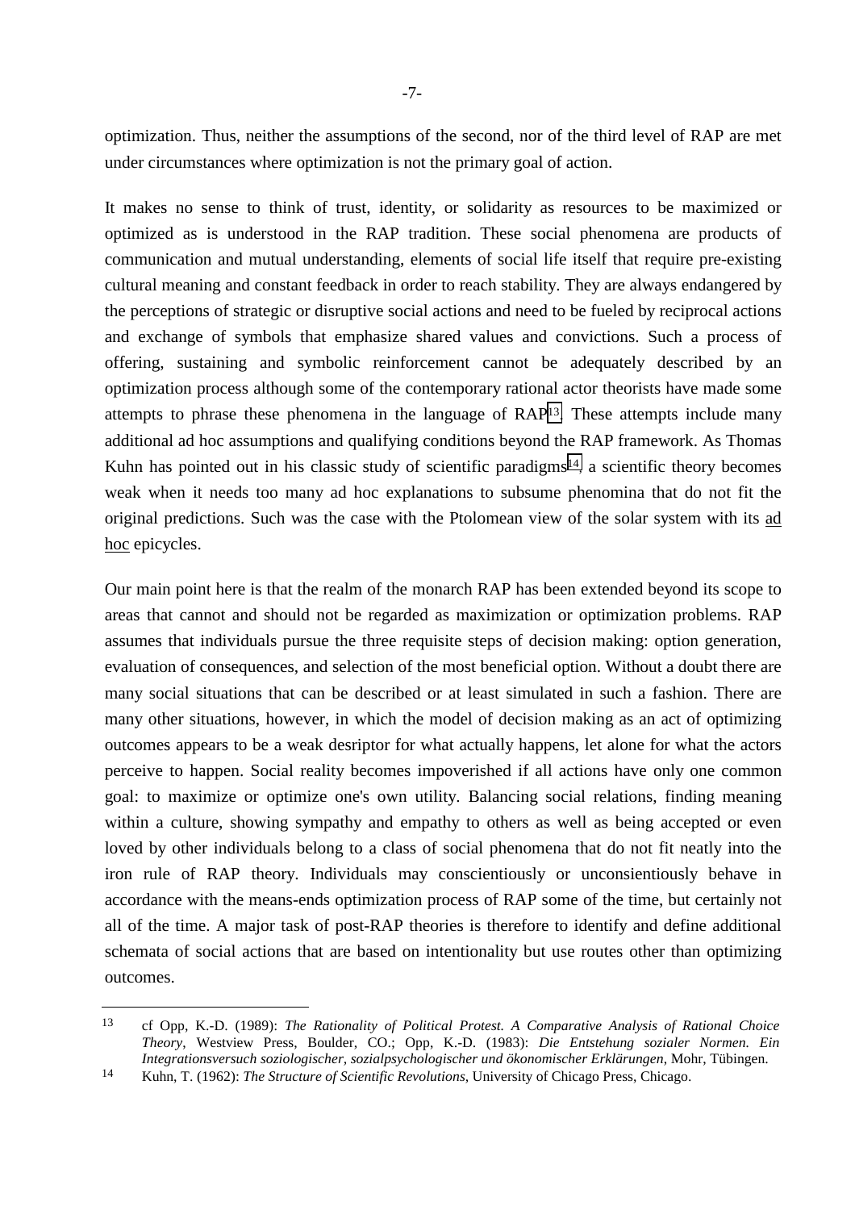optimization. Thus, neither the assumptions of the second, nor of the third level of RAP are met under circumstances where optimization is not the primary goal of action.

It makes no sense to think of trust, identity, or solidarity as resources to be maximized or optimized as is understood in the RAP tradition. These social phenomena are products of communication and mutual understanding, elements of social life itself that require pre-existing cultural meaning and constant feedback in order to reach stability. They are always endangered by the perceptions of strategic or disruptive social actions and need to be fueled by reciprocal actions and exchange of symbols that emphasize shared values and convictions. Such a process of offering, sustaining and symbolic reinforcement cannot be adequately described by an optimization process although some of the contemporary rational actor theorists have made some attempts to phrase these phenomena in the language of RAP[13]. These attempts include many additional ad hoc assumptions and qualifying conditions beyond the RAP framework. As Thomas Kuhn has pointed out in his classic study of scientific paradigms[14], a scientific theory becomes weak when it needs too many ad hoc explanations to subsume phenomina that do not fit the original predictions. Such was the case with the Ptolomean view of the solar system with its <u>ad hoc</u> epicycles.

Our main point here is that the realm of the monarch RAP has been extended beyond its scope to areas that cannot and should not be regarded as maximization or optimization problems. RAP assumes that individuals pursue the three requisite steps of decision making: option generation, evaluation of consequences, and selection of the most beneficial option. Without a doubt there are many social situations that can be described or at least simulated in such a fashion. There are many other situations, however, in which the model of decision making as an act of optimizing outcomes appears to be a weak desriptor for what actually happens, let alone for what the actors perceive to happen. Social reality becomes impoverished if all actions have only one common goal: to maximize or optimize one's own utility. Balancing social relations, finding meaning within a culture, showing sympathy and empathy to others as well as being accepted or even loved by other individuals belong to a class of social phenomena that do not fit neatly into the iron rule of RAP theory. Individuals may conscientiously or unconsientiously behave in accordance with the means-ends optimization process of RAP some of the time, but certainly not all of the time. A major task of post-RAP theories is therefore to identify and define additional schemata of social actions that are based on intentionality but use routes other than optimizing outcomes.

---

13 cf Opp, K.-D. (1989): *The Rationality of Political Protest. A Comparative Analysis of Rational Choice Theory*, Westview Press, Boulder, CO.; Opp, K.-D. (1983): *Die Entstehung sozialer Normen. Ein Integrationsversuch soziologischer, sozialpsychologischer und ökonomischer Erklärungen*, Mohr, Tübingen.

14 Kuhn, T. (1962): *The Structure of Scientific Revolutions*, University of Chicago Press, Chicago.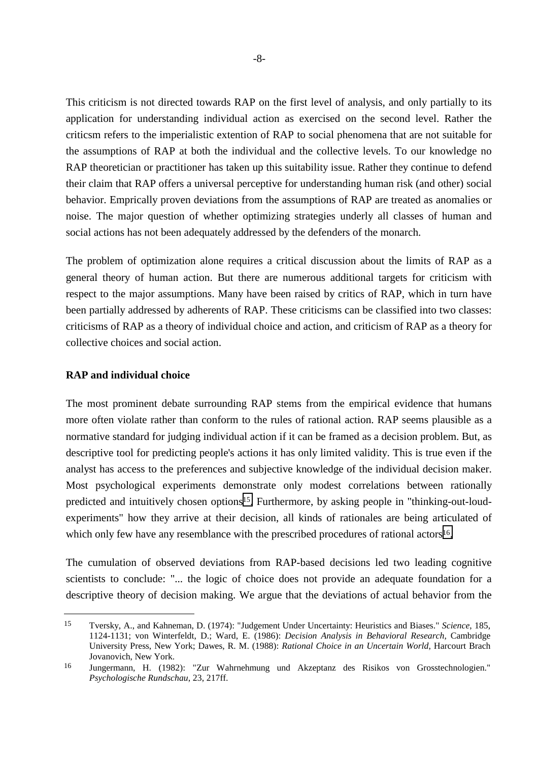This criticism is not directed towards RAP on the first level of analysis, and only partially to its application for understanding individual action as exercised on the second level. Rather the criticsm refers to the imperialistic extention of RAP to social phenomena that are not suitable for the assumptions of RAP at both the individual and the collective levels. To our knowledge no RAP theoretician or practitioner has taken up this suitability issue. Rather they continue to defend their claim that RAP offers a universal perceptive for understanding human risk (and other) social behavior. Emprically proven deviations from the assumptions of RAP are treated as anomalies or noise. The major question of whether optimizing strategies underly all classes of human and social actions has not been adequately addressed by the defenders of the monarch.

The problem of optimization alone requires a critical discussion about the limits of RAP as a general theory of human action. But there are numerous additional targets for criticism with respect to the major assumptions. Many have been raised by critics of RAP, which in turn have been partially addressed by adherents of RAP. These criticisms can be classified into two classes: criticisms of RAP as a theory of individual choice and action, and criticism of RAP as a theory for collective choices and social action.

**RAP and individual choice**

The most prominent debate surrounding RAP stems from the empirical evidence that humans more often violate rather than conform to the rules of rational action. RAP seems plausible as a normative standard for judging individual action if it can be framed as a decision problem. But, as descriptive tool for predicting people's actions it has only limited validity. This is true even if the analyst has access to the preferences and subjective knowledge of the individual decision maker. Most psychological experiments demonstrate only modest correlations between rationally predicted and intuitively chosen options[15]. Furthermore, by asking people in "thinking-out-loud-experiments" how they arrive at their decision, all kinds of rationales are being articulated of which only few have any resemblance with the prescribed procedures of rational actors[16].

The cumulation of observed deviations from RAP-based decisions led two leading cognitive scientists to conclude: "... the logic of choice does not provide an adequate foundation for a descriptive theory of decision making. We argue that the deviations of actual behavior from the

---

15 Tversky, A., and Kahneman, D. (1974): "Judgement Under Uncertainty: Heuristics and Biases." *Science*, 185, 1124-1131; von Winterfeldt, D.; Ward, E. (1986): *Decision Analysis in Behavioral Research*, Cambridge University Press, New York; Dawes, R. M. (1988): *Rational Choice in an Uncertain World*, Harcourt Brach Jovanovich, New York.

16 Jungermann, H. (1982): "Zur Wahrnehmung und Akzeptanz des Risikos von Grosstechnologien." *Psychologische Rundschau*, 23, 217ff.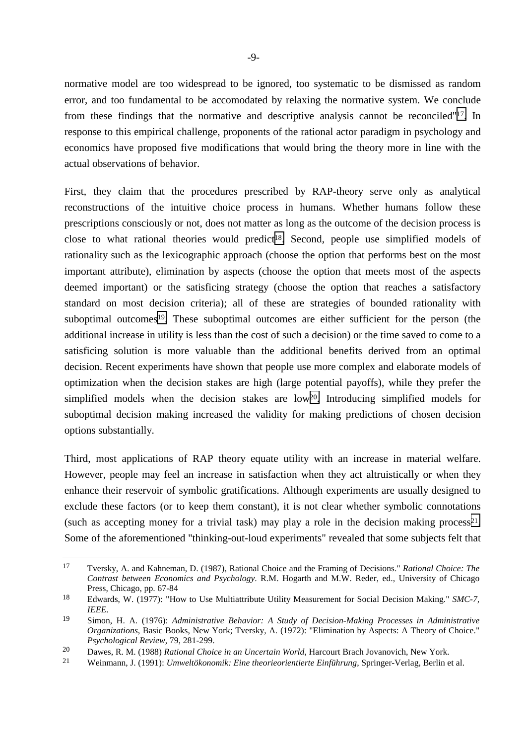normative model are too widespread to be ignored, too systematic to be dismissed as random error, and too fundamental to be accomodated by relaxing the normative system. We conclude from these findings that the normative and descriptive analysis cannot be reconciled"[17]. In response to this empirical challenge, proponents of the rational actor paradigm in psychology and economics have proposed five modifications that would bring the theory more in line with the actual observations of behavior.

First, they claim that the procedures prescribed by RAP-theory serve only as analytical reconstructions of the intuitive choice process in humans. Whether humans follow these prescriptions consciously or not, does not matter as long as the outcome of the decision process is close to what rational theories would predict[18]. Second, people use simplified models of rationality such as the lexicographic approach (choose the option that performs best on the most important attribute), elimination by aspects (choose the option that meets most of the aspects deemed important) or the satisficing strategy (choose the option that reaches a satisfactory standard on most decision criteria); all of these are strategies of bounded rationality with suboptimal outcomes[19]. These suboptimal outcomes are either sufficient for the person (the additional increase in utility is less than the cost of such a decision) or the time saved to come to a satisficing solution is more valuable than the additional benefits derived from an optimal decision. Recent experiments have shown that people use more complex and elaborate models of optimization when the decision stakes are high (large potential payoffs), while they prefer the simplified models when the decision stakes are low[20]. Introducing simplified models for suboptimal decision making increased the validity for making predictions of chosen decision options substantially.

Third, most applications of RAP theory equate utility with an increase in material welfare. However, people may feel an increase in satisfaction when they act altruistically or when they enhance their reservoir of symbolic gratifications. Although experiments are usually designed to exclude these factors (or to keep them constant), it is not clear whether symbolic connotations (such as accepting money for a trivial task) may play a role in the decision making process[21]. Some of the aforementioned "thinking-out-loud experiments" revealed that some subjects felt that

---

[17] Tversky, A. and Kahneman, D. (1987), Rational Choice and the Framing of Decisions." *Rational Choice: The Contrast between Economics and Psychology*. R.M. Hogarth and M.W. Reder, ed., University of Chicago Press, Chicago, pp. 67-84

[18] Edwards, W. (1977): "How to Use Multiattribute Utility Measurement for Social Decision Making." *SMC-7, IEEE*.

[19] Simon, H. A. (1976): *Administrative Behavior: A Study of Decision-Making Processes in Administrative Organizations*, Basic Books, New York; Tversky, A. (1972): "Elimination by Aspects: A Theory of Choice." *Psychological Review*, 79, 281-299.

[20] Dawes, R. M. (1988) *Rational Choice in an Uncertain World*, Harcourt Brach Jovanovich, New York.

[21] Weinmann, J. (1991): *Umweltökonomik: Eine theorieorientierte Einführung*, Springer-Verlag, Berlin et al.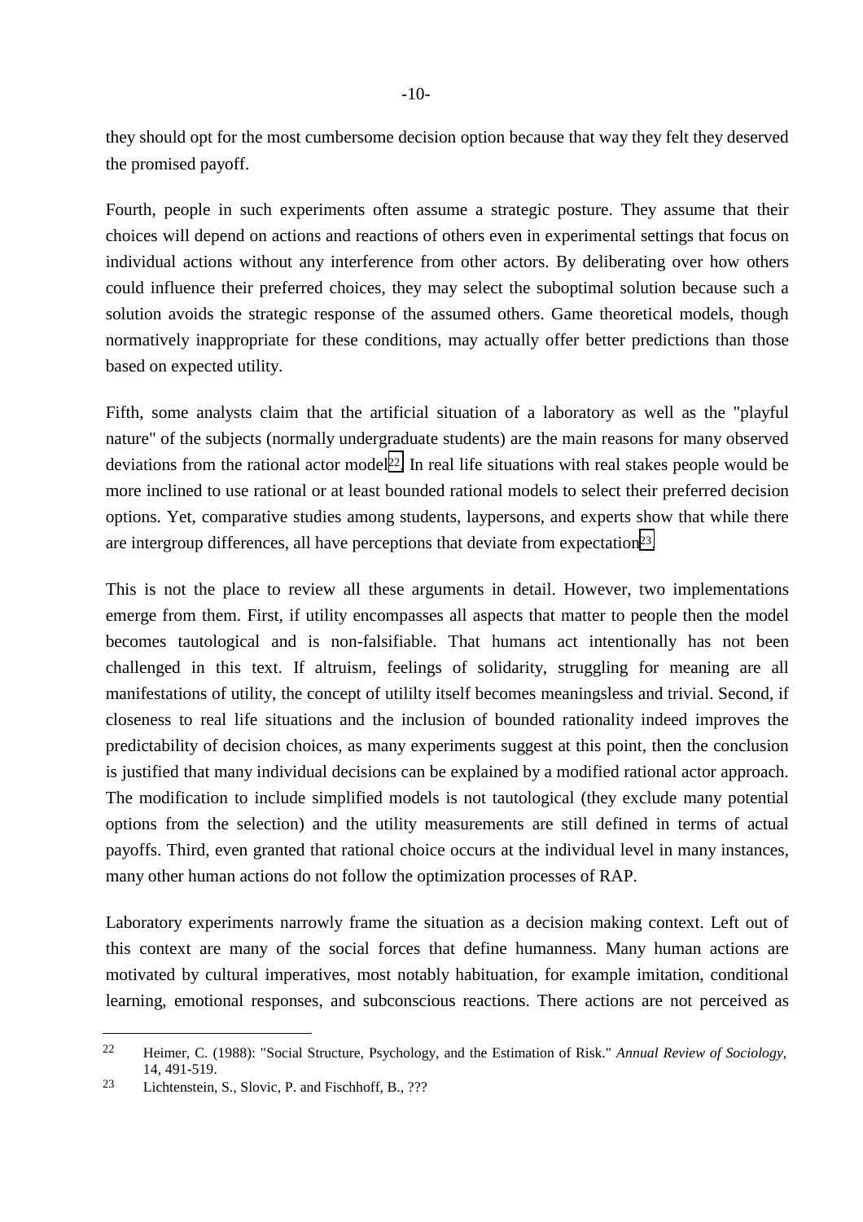they should opt for the most cumbersome decision option because that way they felt they deserved the promised payoff.

Fourth, people in such experiments often assume a strategic posture. They assume that their choices will depend on actions and reactions of others even in experimental settings that focus on individual actions without any interference from other actors. By deliberating over how others could influence their preferred choices, they may select the suboptimal solution because such a solution avoids the strategic response of the assumed others. Game theoretical models, though normatively inappropriate for these conditions, may actually offer better predictions than those based on expected utility.

Fifth, some analysts claim that the artificial situation of a laboratory as well as the "playful nature" of the subjects (normally undergraduate students) are the main reasons for many observed deviations from the rational actor model[22]. In real life situations with real stakes people would be more inclined to use rational or at least bounded rational models to select their preferred decision options. Yet, comparative studies among students, laypersons, and experts show that while there are intergroup differences, all have perceptions that deviate from expectation[23].

This is not the place to review all these arguments in detail. However, two implementations emerge from them. First, if utility encompasses all aspects that matter to people then the model becomes tautological and is non-falsifiable. That humans act intentionally has not been challenged in this text. If altruism, feelings of solidarity, struggling for meaning are all manifestations of utility, the concept of utililty itself becomes meaningsless and trivial. Second, if closeness to real life situations and the inclusion of bounded rationality indeed improves the predictability of decision choices, as many experiments suggest at this point, then the conclusion is justified that many individual decisions can be explained by a modified rational actor approach. The modification to include simplified models is not tautological (they exclude many potential options from the selection) and the utility measurements are still defined in terms of actual payoffs. Third, even granted that rational choice occurs at the individual level in many instances, many other human actions do not follow the optimization processes of RAP.

Laboratory experiments narrowly frame the situation as a decision making context. Left out of this context are many of the social forces that define humanness. Many human actions are motivated by cultural imperatives, most notably habituation, for example imitation, conditional learning, emotional responses, and subconscious reactions. There actions are not perceived as

---

22 Heimer, C. (1988): "Social Structure, Psychology, and the Estimation of Risk." *Annual Review of Sociology*, 14, 491-519.

23 Lichtenstein, S., Slovic, P. and Fischhoff, B., ???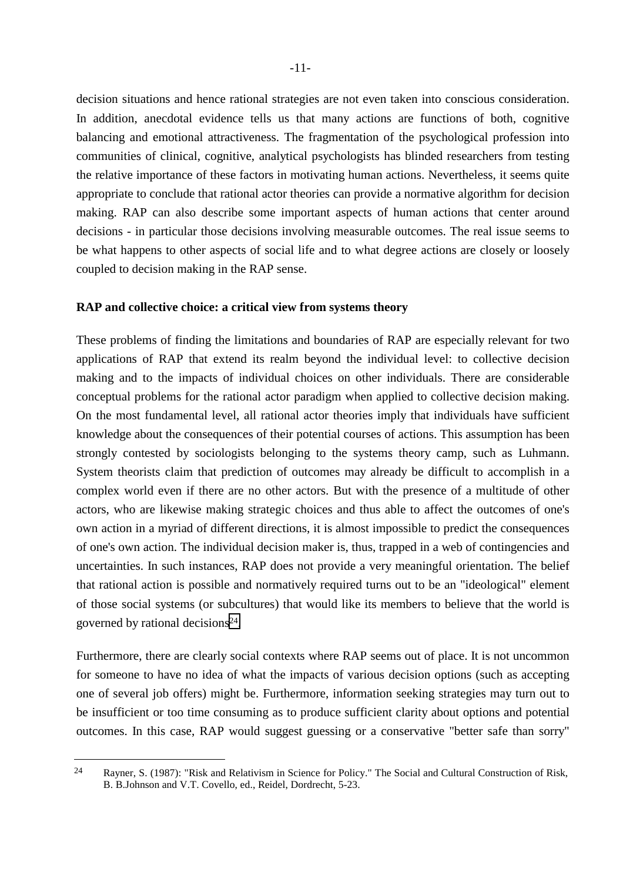decision situations and hence rational strategies are not even taken into conscious consideration. In addition, anecdotal evidence tells us that many actions are functions of both, cognitive balancing and emotional attractiveness. The fragmentation of the psychological profession into communities of clinical, cognitive, analytical psychologists has blinded researchers from testing the relative importance of these factors in motivating human actions. Nevertheless, it seems quite appropriate to conclude that rational actor theories can provide a normative algorithm for decision making. RAP can also describe some important aspects of human actions that center around decisions - in particular those decisions involving measurable outcomes. The real issue seems to be what happens to other aspects of social life and to what degree actions are closely or loosely coupled to decision making in the RAP sense.

**RAP and collective choice: a critical view from systems theory**

These problems of finding the limitations and boundaries of RAP are especially relevant for two applications of RAP that extend its realm beyond the individual level: to collective decision making and to the impacts of individual choices on other individuals. There are considerable conceptual problems for the rational actor paradigm when applied to collective decision making. On the most fundamental level, all rational actor theories imply that individuals have sufficient knowledge about the consequences of their potential courses of actions. This assumption has been strongly contested by sociologists belonging to the systems theory camp, such as Luhmann. System theorists claim that prediction of outcomes may already be difficult to accomplish in a complex world even if there are no other actors. But with the presence of a multitude of other actors, who are likewise making strategic choices and thus able to affect the outcomes of one's own action in a myriad of different directions, it is almost impossible to predict the consequences of one's own action. The individual decision maker is, thus, trapped in a web of contingencies and uncertainties. In such instances, RAP does not provide a very meaningful orientation. The belief that rational action is possible and normatively required turns out to be an "ideological" element of those social systems (or subcultures) that would like its members to believe that the world is governed by rational decisions[24].

Furthermore, there are clearly social contexts where RAP seems out of place. It is not uncommon for someone to have no idea of what the impacts of various decision options (such as accepting one of several job offers) might be. Furthermore, information seeking strategies may turn out to be insufficient or too time consuming as to produce sufficient clarity about options and potential outcomes. In this case, RAP would suggest guessing or a conservative "better safe than sorry"

---

[24] Rayner, S. (1987): "Risk and Relativism in Science for Policy." The Social and Cultural Construction of Risk, B. B.Johnson and V.T. Covello, ed., Reidel, Dordrecht, 5-23.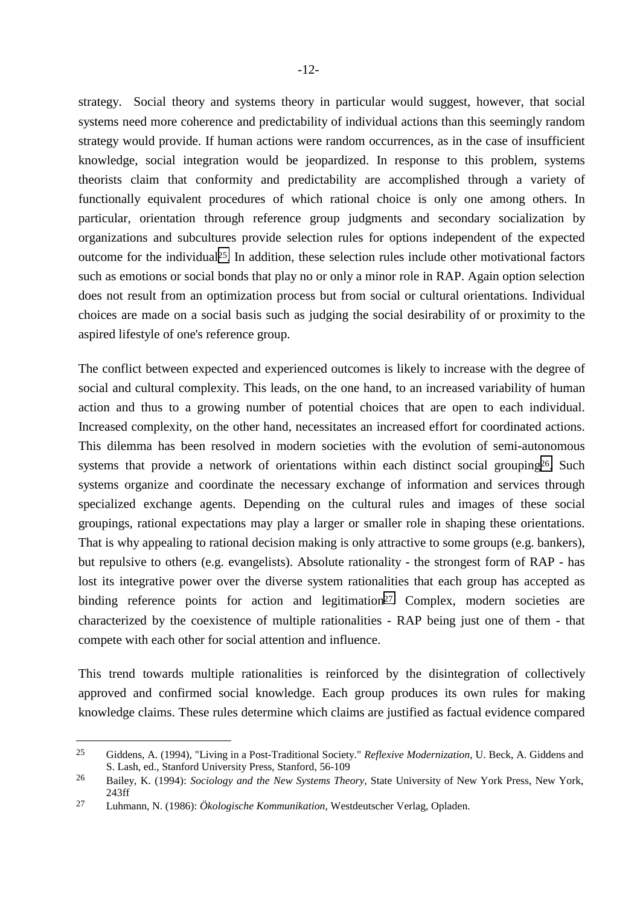strategy. Social theory and systems theory in particular would suggest, however, that social systems need more coherence and predictability of individual actions than this seemingly random strategy would provide. If human actions were random occurrences, as in the case of insufficient knowledge, social integration would be jeopardized. In response to this problem, systems theorists claim that conformity and predictability are accomplished through a variety of functionally equivalent procedures of which rational choice is only one among others. In particular, orientation through reference group judgments and secondary socialization by organizations and subcultures provide selection rules for options independent of the expected outcome for the individual[25]. In addition, these selection rules include other motivational factors such as emotions or social bonds that play no or only a minor role in RAP. Again option selection does not result from an optimization process but from social or cultural orientations. Individual choices are made on a social basis such as judging the social desirability of or proximity to the aspired lifestyle of one's reference group.

The conflict between expected and experienced outcomes is likely to increase with the degree of social and cultural complexity. This leads, on the one hand, to an increased variability of human action and thus to a growing number of potential choices that are open to each individual. Increased complexity, on the other hand, necessitates an increased effort for coordinated actions. This dilemma has been resolved in modern societies with the evolution of semi-autonomous systems that provide a network of orientations within each distinct social grouping[26]. Such systems organize and coordinate the necessary exchange of information and services through specialized exchange agents. Depending on the cultural rules and images of these social groupings, rational expectations may play a larger or smaller role in shaping these orientations. That is why appealing to rational decision making is only attractive to some groups (e.g. bankers), but repulsive to others (e.g. evangelists). Absolute rationality - the strongest form of RAP - has lost its integrative power over the diverse system rationalities that each group has accepted as binding reference points for action and legitimation[27]. Complex, modern societies are characterized by the coexistence of multiple rationalities - RAP being just one of them - that compete with each other for social attention and influence.

This trend towards multiple rationalities is reinforced by the disintegration of collectively approved and confirmed social knowledge. Each group produces its own rules for making knowledge claims. These rules determine which claims are justified as factual evidence compared

---

[25] Giddens, A. (1994), "Living in a Post-Traditional Society." *Reflexive Modernization*, U. Beck, A. Giddens and S. Lash, ed., Stanford University Press, Stanford, 56-109

[26] Bailey, K. (1994): *Sociology and the New Systems Theory*, State University of New York Press, New York, 243ff

[27] Luhmann, N. (1986): *Ökologische Kommunikation*, Westdeutscher Verlag, Opladen.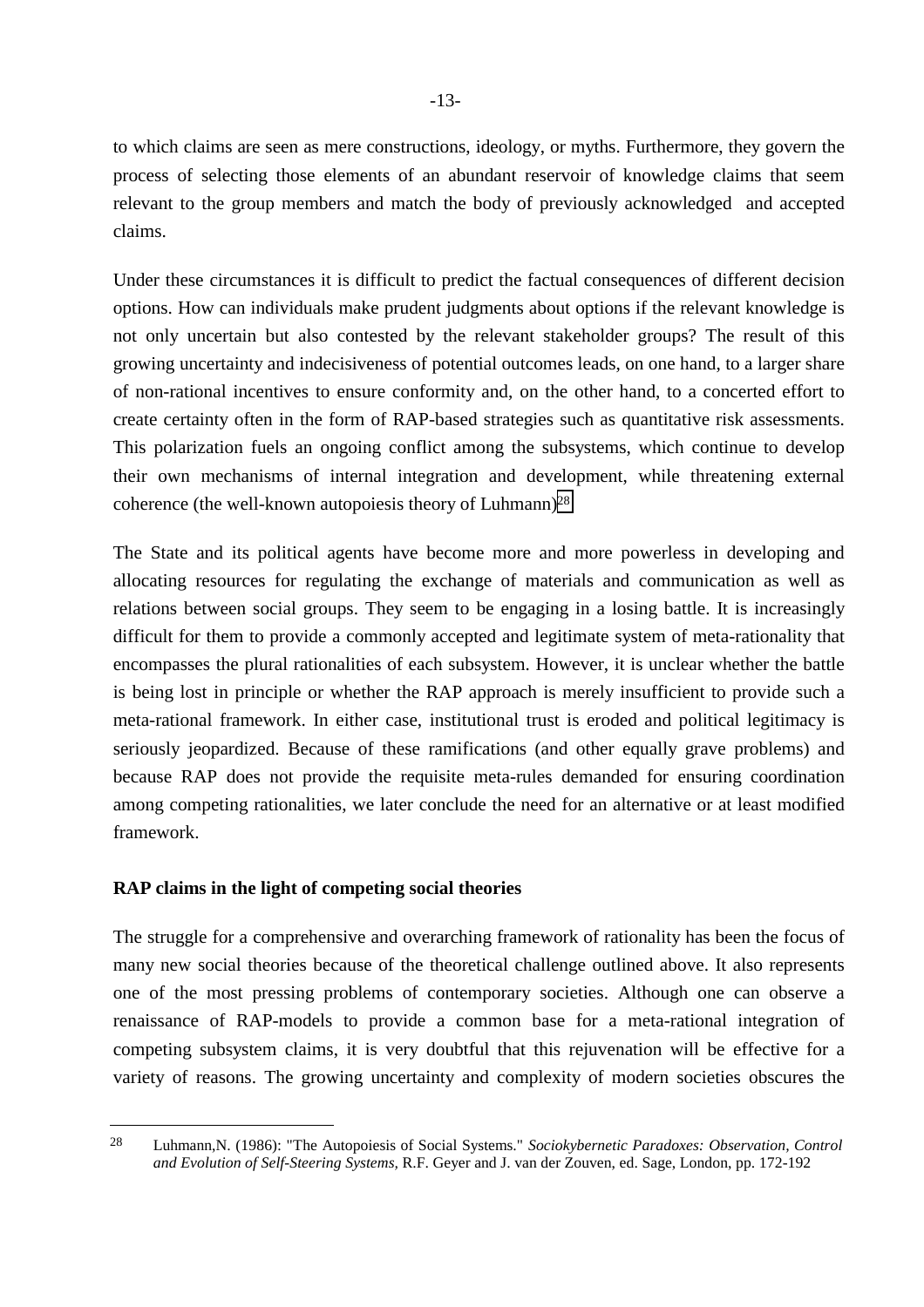to which claims are seen as mere constructions, ideology, or myths. Furthermore, they govern the process of selecting those elements of an abundant reservoir of knowledge claims that seem relevant to the group members and match the body of previously acknowledged and accepted claims.

Under these circumstances it is difficult to predict the factual consequences of different decision options. How can individuals make prudent judgments about options if the relevant knowledge is not only uncertain but also contested by the relevant stakeholder groups? The result of this growing uncertainty and indecisiveness of potential outcomes leads, on one hand, to a larger share of non-rational incentives to ensure conformity and, on the other hand, to a concerted effort to create certainty often in the form of RAP-based strategies such as quantitative risk assessments. This polarization fuels an ongoing conflict among the subsystems, which continue to develop their own mechanisms of internal integration and development, while threatening external coherence (the well-known autopoiesis theory of Luhmann)[28]

The State and its political agents have become more and more powerless in developing and allocating resources for regulating the exchange of materials and communication as well as relations between social groups. They seem to be engaging in a losing battle. It is increasingly difficult for them to provide a commonly accepted and legitimate system of meta-rationality that encompasses the plural rationalities of each subsystem. However, it is unclear whether the battle is being lost in principle or whether the RAP approach is merely insufficient to provide such a meta-rational framework. In either case, institutional trust is eroded and political legitimacy is seriously jeopardized. Because of these ramifications (and other equally grave problems) and because RAP does not provide the requisite meta-rules demanded for ensuring coordination among competing rationalities, we later conclude the need for an alternative or at least modified framework.

**RAP claims in the light of competing social theories**

The struggle for a comprehensive and overarching framework of rationality has been the focus of many new social theories because of the theoretical challenge outlined above. It also represents one of the most pressing problems of contemporary societies. Although one can observe a renaissance of RAP-models to provide a common base for a meta-rational integration of competing subsystem claims, it is very doubtful that this rejuvenation will be effective for a variety of reasons. The growing uncertainty and complexity of modern societies obscures the

---

[28] Luhmann,N. (1986): "The Autopoiesis of Social Systems." *Sociokybernetic Paradoxes: Observation, Control and Evolution of Self-Steering Systems,* R.F. Geyer and J. van der Zouven, ed. Sage, London, pp. 172-192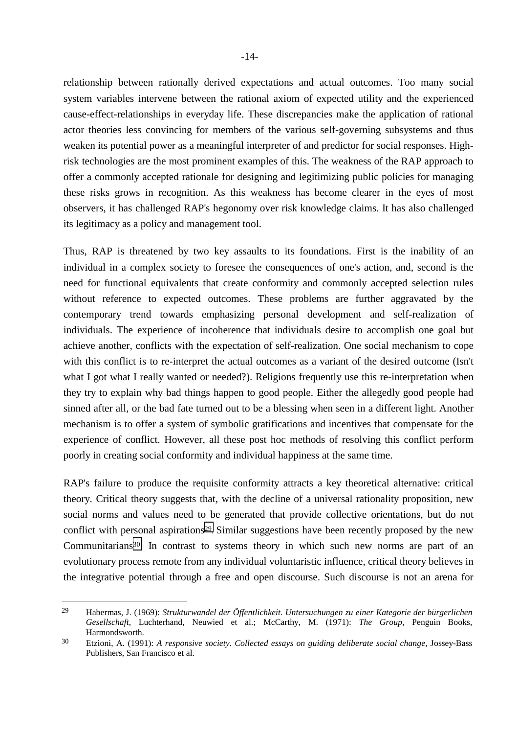relationship between rationally derived expectations and actual outcomes. Too many social system variables intervene between the rational axiom of expected utility and the experienced cause-effect-relationships in everyday life. These discrepancies make the application of rational actor theories less convincing for members of the various self-governing subsystems and thus weaken its potential power as a meaningful interpreter of and predictor for social responses. High-risk technologies are the most prominent examples of this. The weakness of the RAP approach to offer a commonly accepted rationale for designing and legitimizing public policies for managing these risks grows in recognition. As this weakness has become clearer in the eyes of most observers, it has challenged RAP's hegonomy over risk knowledge claims. It has also challenged its legitimacy as a policy and management tool.

Thus, RAP is threatened by two key assaults to its foundations. First is the inability of an individual in a complex society to foresee the consequences of one's action, and, second is the need for functional equivalents that create conformity and commonly accepted selection rules without reference to expected outcomes. These problems are further aggravated by the contemporary trend towards emphasizing personal development and self-realization of individuals. The experience of incoherence that individuals desire to accomplish one goal but achieve another, conflicts with the expectation of self-realization. One social mechanism to cope with this conflict is to re-interpret the actual outcomes as a variant of the desired outcome (Isn't what I got what I really wanted or needed?). Religions frequently use this re-interpretation when they try to explain why bad things happen to good people. Either the allegedly good people had sinned after all, or the bad fate turned out to be a blessing when seen in a different light. Another mechanism is to offer a system of symbolic gratifications and incentives that compensate for the experience of conflict. However, all these post hoc methods of resolving this conflict perform poorly in creating social conformity and individual happiness at the same time.

RAP's failure to produce the requisite conformity attracts a key theoretical alternative: critical theory. Critical theory suggests that, with the decline of a universal rationality proposition, new social norms and values need to be generated that provide collective orientations, but do not conflict with personal aspirations[29]. Similar suggestions have been recently proposed by the new Communitarians[30]. In contrast to systems theory in which such new norms are part of an evolutionary process remote from any individual voluntaristic influence, critical theory believes in the integrative potential through a free and open discourse. Such discourse is not an arena for

---

[29] Habermas, J. (1969): *Strukturwandel der Öffentlichkeit. Untersuchungen zu einer Kategorie der bürgerlichen Gesellschaft*, Luchterhand, Neuwied et al.; McCarthy, M. (1971): *The Group*, Penguin Books, Harmondsworth.

[30] Etzioni, A. (1991): *A responsive society. Collected essays on guiding deliberate social change*, Jossey-Bass Publishers, San Francisco et al.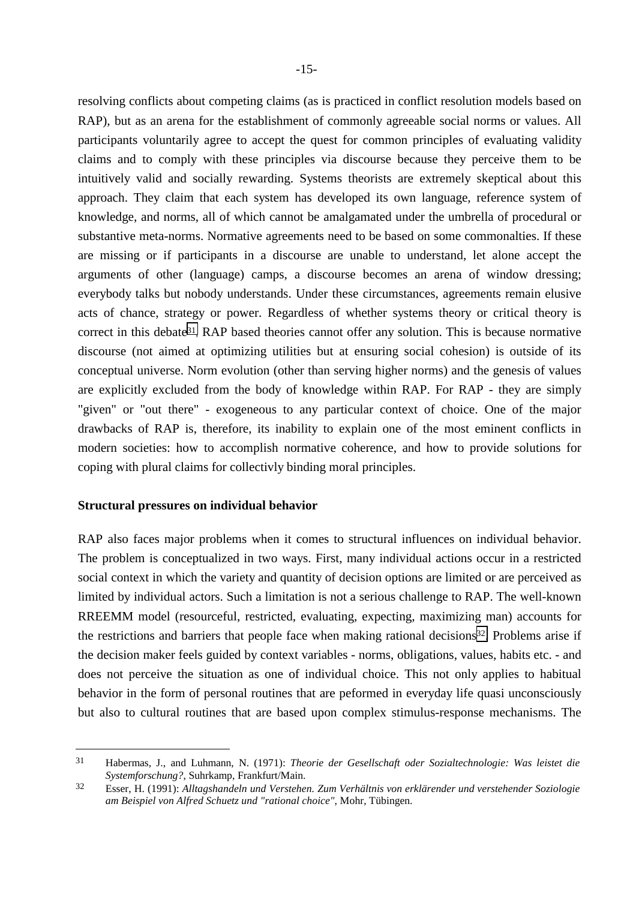resolving conflicts about competing claims (as is practiced in conflict resolution models based on RAP), but as an arena for the establishment of commonly agreeable social norms or values. All participants voluntarily agree to accept the quest for common principles of evaluating validity claims and to comply with these principles via discourse because they perceive them to be intuitively valid and socially rewarding. Systems theorists are extremely skeptical about this approach. They claim that each system has developed its own language, reference system of knowledge, and norms, all of which cannot be amalgamated under the umbrella of procedural or substantive meta-norms. Normative agreements need to be based on some commonalties. If these are missing or if participants in a discourse are unable to understand, let alone accept the arguments of other (language) camps, a discourse becomes an arena of window dressing; everybody talks but nobody understands. Under these circumstances, agreements remain elusive acts of chance, strategy or power. Regardless of whether systems theory or critical theory is correct in this debate[31], RAP based theories cannot offer any solution. This is because normative discourse (not aimed at optimizing utilities but at ensuring social cohesion) is outside of its conceptual universe. Norm evolution (other than serving higher norms) and the genesis of values are explicitly excluded from the body of knowledge within RAP. For RAP - they are simply "given" or "out there" - exogeneous to any particular context of choice. One of the major drawbacks of RAP is, therefore, its inability to explain one of the most eminent conflicts in modern societies: how to accomplish normative coherence, and how to provide solutions for coping with plural claims for collectivly binding moral principles.

**Structural pressures on individual behavior**

RAP also faces major problems when it comes to structural influences on individual behavior. The problem is conceptualized in two ways. First, many individual actions occur in a restricted social context in which the variety and quantity of decision options are limited or are perceived as limited by individual actors. Such a limitation is not a serious challenge to RAP. The well-known RREEMM model (resourceful, restricted, evaluating, expecting, maximizing man) accounts for the restrictions and barriers that people face when making rational decisions[32]. Problems arise if the decision maker feels guided by context variables - norms, obligations, values, habits etc. - and does not perceive the situation as one of individual choice. This not only applies to habitual behavior in the form of personal routines that are peformed in everyday life quasi unconsciously but also to cultural routines that are based upon complex stimulus-response mechanisms. The

---

[31] Habermas, J., and Luhmann, N. (1971): *Theorie der Gesellschaft oder Sozialtechnologie: Was leistet die Systemforschung?*, Suhrkamp, Frankfurt/Main.

[32] Esser, H. (1991): *Alltagshandeln und Verstehen. Zum Verhältnis von erklärender und verstehender Soziologie am Beispiel von Alfred Schuetz und "rational choice"*, Mohr, Tübingen.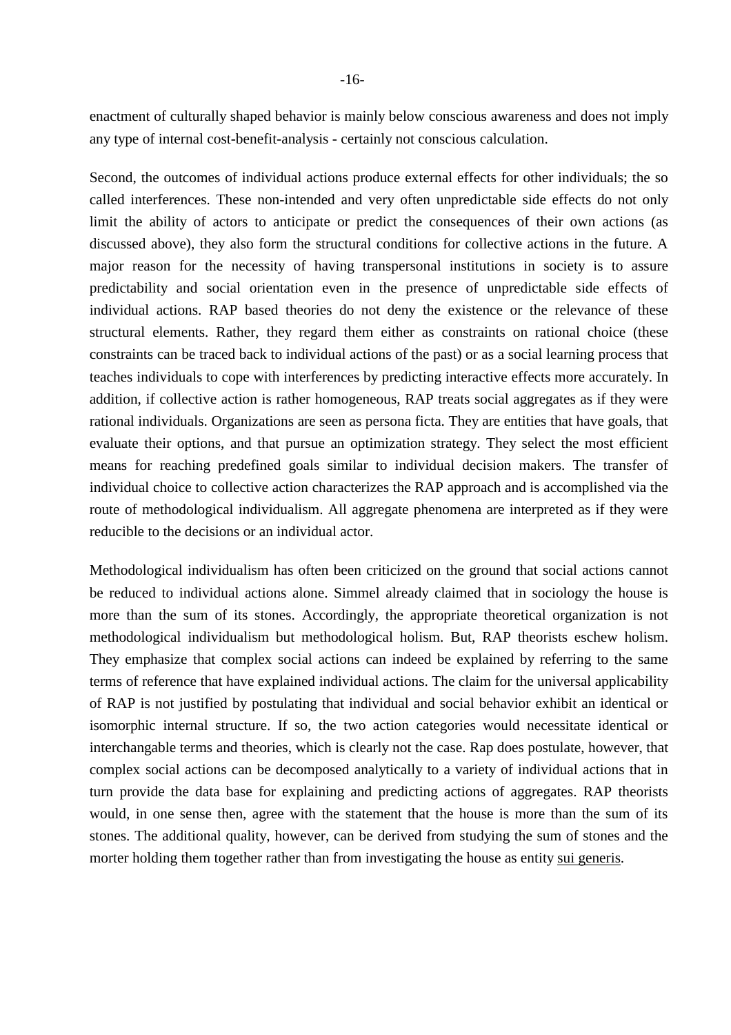enactment of culturally shaped behavior is mainly below conscious awareness and does not imply any type of internal cost-benefit-analysis - certainly not conscious calculation.

Second, the outcomes of individual actions produce external effects for other individuals; the so called interferences. These non-intended and very often unpredictable side effects do not only limit the ability of actors to anticipate or predict the consequences of their own actions (as discussed above), they also form the structural conditions for collective actions in the future. A major reason for the necessity of having transpersonal institutions in society is to assure predictability and social orientation even in the presence of unpredictable side effects of individual actions. RAP based theories do not deny the existence or the relevance of these structural elements. Rather, they regard them either as constraints on rational choice (these constraints can be traced back to individual actions of the past) or as a social learning process that teaches individuals to cope with interferences by predicting interactive effects more accurately. In addition, if collective action is rather homogeneous, RAP treats social aggregates as if they were rational individuals. Organizations are seen as persona ficta. They are entities that have goals, that evaluate their options, and that pursue an optimization strategy. They select the most efficient means for reaching predefined goals similar to individual decision makers. The transfer of individual choice to collective action characterizes the RAP approach and is accomplished via the route of methodological individualism. All aggregate phenomena are interpreted as if they were reducible to the decisions or an individual actor.

Methodological individualism has often been criticized on the ground that social actions cannot be reduced to individual actions alone. Simmel already claimed that in sociology the house is more than the sum of its stones. Accordingly, the appropriate theoretical organization is not methodological individualism but methodological holism. But, RAP theorists eschew holism. They emphasize that complex social actions can indeed be explained by referring to the same terms of reference that have explained individual actions. The claim for the universal applicability of RAP is not justified by postulating that individual and social behavior exhibit an identical or isomorphic internal structure. If so, the two action categories would necessitate identical or interchangable terms and theories, which is clearly not the case. Rap does postulate, however, that complex social actions can be decomposed analytically to a variety of individual actions that in turn provide the data base for explaining and predicting actions of aggregates. RAP theorists would, in one sense then, agree with the statement that the house is more than the sum of its stones. The additional quality, however, can be derived from studying the sum of stones and the morter holding them together rather than from investigating the house as entity sui generis.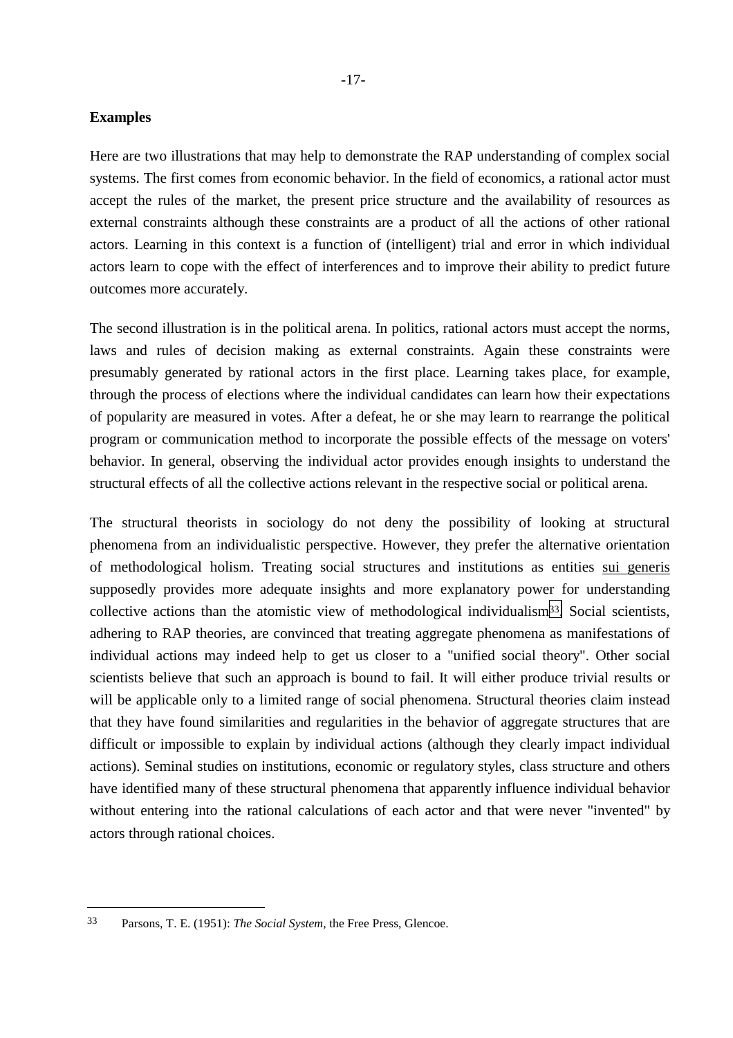**Examples**

Here are two illustrations that may help to demonstrate the RAP understanding of complex social systems. The first comes from economic behavior. In the field of economics, a rational actor must accept the rules of the market, the present price structure and the availability of resources as external constraints although these constraints are a product of all the actions of other rational actors. Learning in this context is a function of (intelligent) trial and error in which individual actors learn to cope with the effect of interferences and to improve their ability to predict future outcomes more accurately.

The second illustration is in the political arena. In politics, rational actors must accept the norms, laws and rules of decision making as external constraints. Again these constraints were presumably generated by rational actors in the first place. Learning takes place, for example, through the process of elections where the individual candidates can learn how their expectations of popularity are measured in votes. After a defeat, he or she may learn to rearrange the political program or communication method to incorporate the possible effects of the message on voters' behavior. In general, observing the individual actor provides enough insights to understand the structural effects of all the collective actions relevant in the respective social or political arena.

The structural theorists in sociology do not deny the possibility of looking at structural phenomena from an individualistic perspective. However, they prefer the alternative orientation of methodological holism. Treating social structures and institutions as entities sui generis supposedly provides more adequate insights and more explanatory power for understanding collective actions than the atomistic view of methodological individualism[33]. Social scientists, adhering to RAP theories, are convinced that treating aggregate phenomena as manifestations of individual actions may indeed help to get us closer to a "unified social theory". Other social scientists believe that such an approach is bound to fail. It will either produce trivial results or will be applicable only to a limited range of social phenomena. Structural theories claim instead that they have found similarities and regularities in the behavior of aggregate structures that are difficult or impossible to explain by individual actions (although they clearly impact individual actions). Seminal studies on institutions, economic or regulatory styles, class structure and others have identified many of these structural phenomena that apparently influence individual behavior without entering into the rational calculations of each actor and that were never "invented" by actors through rational choices.

---

33 Parsons, T. E. (1951): *The Social System*, the Free Press, Glencoe.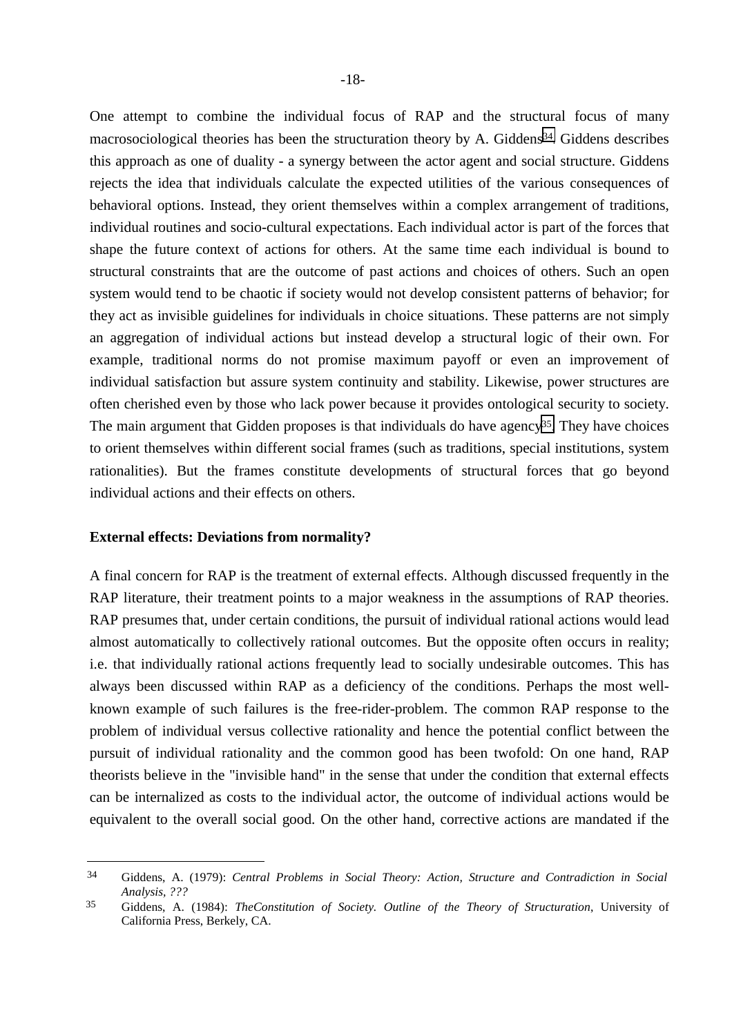One attempt to combine the individual focus of RAP and the structural focus of many macrosociological theories has been the structuration theory by A. Giddens[34]. Giddens describes this approach as one of duality - a synergy between the actor agent and social structure. Giddens rejects the idea that individuals calculate the expected utilities of the various consequences of behavioral options. Instead, they orient themselves within a complex arrangement of traditions, individual routines and socio-cultural expectations. Each individual actor is part of the forces that shape the future context of actions for others. At the same time each individual is bound to structural constraints that are the outcome of past actions and choices of others. Such an open system would tend to be chaotic if society would not develop consistent patterns of behavior; for they act as invisible guidelines for individuals in choice situations. These patterns are not simply an aggregation of individual actions but instead develop a structural logic of their own. For example, traditional norms do not promise maximum payoff or even an improvement of individual satisfaction but assure system continuity and stability. Likewise, power structures are often cherished even by those who lack power because it provides ontological security to society. The main argument that Gidden proposes is that individuals do have agency[35]. They have choices to orient themselves within different social frames (such as traditions, special institutions, system rationalities). But the frames constitute developments of structural forces that go beyond individual actions and their effects on others.

**External effects: Deviations from normality?**

A final concern for RAP is the treatment of external effects. Although discussed frequently in the RAP literature, their treatment points to a major weakness in the assumptions of RAP theories. RAP presumes that, under certain conditions, the pursuit of individual rational actions would lead almost automatically to collectively rational outcomes. But the opposite often occurs in reality; i.e. that individually rational actions frequently lead to socially undesirable outcomes. This has always been discussed within RAP as a deficiency of the conditions. Perhaps the most well-known example of such failures is the free-rider-problem. The common RAP response to the problem of individual versus collective rationality and hence the potential conflict between the pursuit of individual rationality and the common good has been twofold: On one hand, RAP theorists believe in the "invisible hand" in the sense that under the condition that external effects can be internalized as costs to the individual actor, the outcome of individual actions would be equivalent to the overall social good. On the other hand, corrective actions are mandated if the

---

34 Giddens, A. (1979): *Central Problems in Social Theory: Action, Structure and Contradiction in Social Analysis, ???*

35 Giddens, A. (1984): *TheConstitution of Society. Outline of the Theory of Structuration*, University of California Press, Berkely, CA.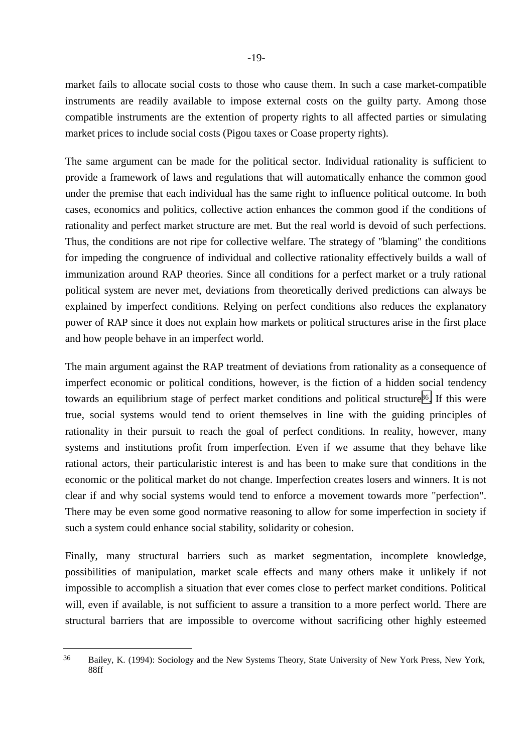market fails to allocate social costs to those who cause them. In such a case market-compatible instruments are readily available to impose external costs on the guilty party. Among those compatible instruments are the extention of property rights to all affected parties or simulating market prices to include social costs (Pigou taxes or Coase property rights).

The same argument can be made for the political sector. Individual rationality is sufficient to provide a framework of laws and regulations that will automatically enhance the common good under the premise that each individual has the same right to influence political outcome. In both cases, economics and politics, collective action enhances the common good if the conditions of rationality and perfect market structure are met. But the real world is devoid of such perfections. Thus, the conditions are not ripe for collective welfare. The strategy of "blaming" the conditions for impeding the congruence of individual and collective rationality effectively builds a wall of immunization around RAP theories. Since all conditions for a perfect market or a truly rational political system are never met, deviations from theoretically derived predictions can always be explained by imperfect conditions. Relying on perfect conditions also reduces the explanatory power of RAP since it does not explain how markets or political structures arise in the first place and how people behave in an imperfect world.

The main argument against the RAP treatment of deviations from rationality as a consequence of imperfect economic or political conditions, however, is the fiction of a hidden social tendency towards an equilibrium stage of perfect market conditions and political structure[36]. If this were true, social systems would tend to orient themselves in line with the guiding principles of rationality in their pursuit to reach the goal of perfect conditions. In reality, however, many systems and institutions profit from imperfection. Even if we assume that they behave like rational actors, their particularistic interest is and has been to make sure that conditions in the economic or the political market do not change. Imperfection creates losers and winners. It is not clear if and why social systems would tend to enforce a movement towards more "perfection". There may be even some good normative reasoning to allow for some imperfection in society if such a system could enhance social stability, solidarity or cohesion.

Finally, many structural barriers such as market segmentation, incomplete knowledge, possibilities of manipulation, market scale effects and many others make it unlikely if not impossible to accomplish a situation that ever comes close to perfect market conditions. Political will, even if available, is not sufficient to assure a transition to a more perfect world. There are structural barriers that are impossible to overcome without sacrificing other highly esteemed

---

[36] Bailey, K. (1994): Sociology and the New Systems Theory, State University of New York Press, New York, 88ff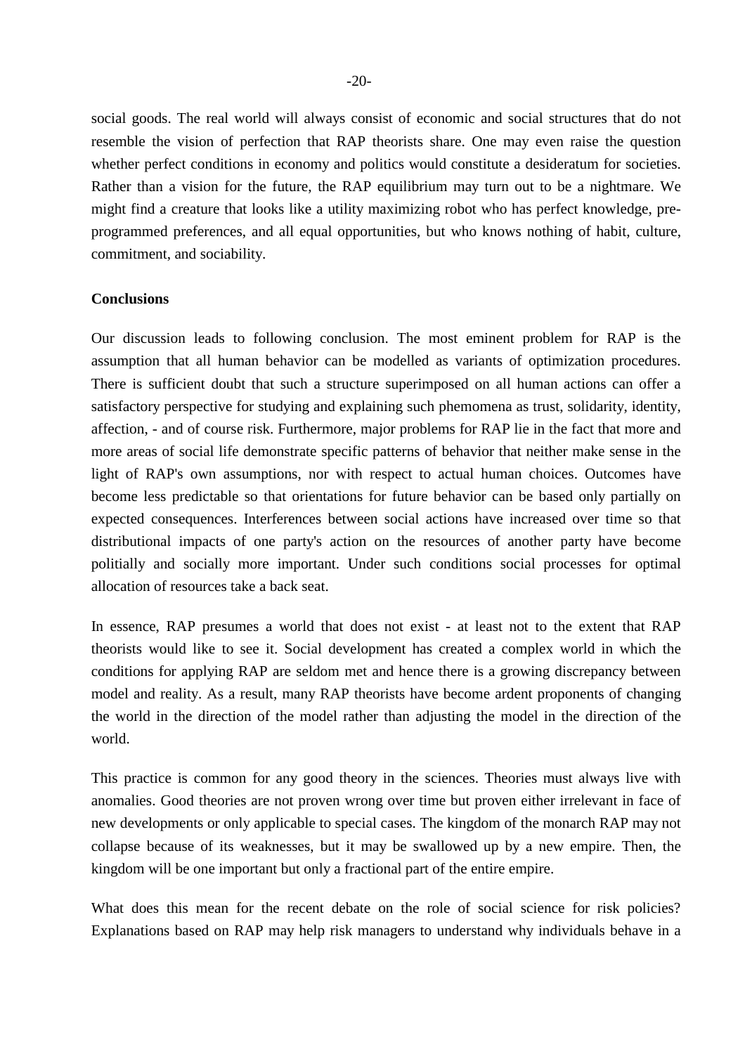social goods. The real world will always consist of economic and social structures that do not resemble the vision of perfection that RAP theorists share. One may even raise the question whether perfect conditions in economy and politics would constitute a desideratum for societies. Rather than a vision for the future, the RAP equilibrium may turn out to be a nightmare. We might find a creature that looks like a utility maximizing robot who has perfect knowledge, pre-programmed preferences, and all equal opportunities, but who knows nothing of habit, culture, commitment, and sociability.

**Conclusions**

Our discussion leads to following conclusion. The most eminent problem for RAP is the assumption that all human behavior can be modelled as variants of optimization procedures. There is sufficient doubt that such a structure superimposed on all human actions can offer a satisfactory perspective for studying and explaining such phemomena as trust, solidarity, identity, affection, - and of course risk. Furthermore, major problems for RAP lie in the fact that more and more areas of social life demonstrate specific patterns of behavior that neither make sense in the light of RAP's own assumptions, nor with respect to actual human choices. Outcomes have become less predictable so that orientations for future behavior can be based only partially on expected consequences. Interferences between social actions have increased over time so that distributional impacts of one party's action on the resources of another party have become politially and socially more important. Under such conditions social processes for optimal allocation of resources take a back seat.

In essence, RAP presumes a world that does not exist - at least not to the extent that RAP theorists would like to see it. Social development has created a complex world in which the conditions for applying RAP are seldom met and hence there is a growing discrepancy between model and reality. As a result, many RAP theorists have become ardent proponents of changing the world in the direction of the model rather than adjusting the model in the direction of the world.

This practice is common for any good theory in the sciences. Theories must always live with anomalies. Good theories are not proven wrong over time but proven either irrelevant in face of new developments or only applicable to special cases. The kingdom of the monarch RAP may not collapse because of its weaknesses, but it may be swallowed up by a new empire. Then, the kingdom will be one important but only a fractional part of the entire empire.

What does this mean for the recent debate on the role of social science for risk policies? Explanations based on RAP may help risk managers to understand why individuals behave in a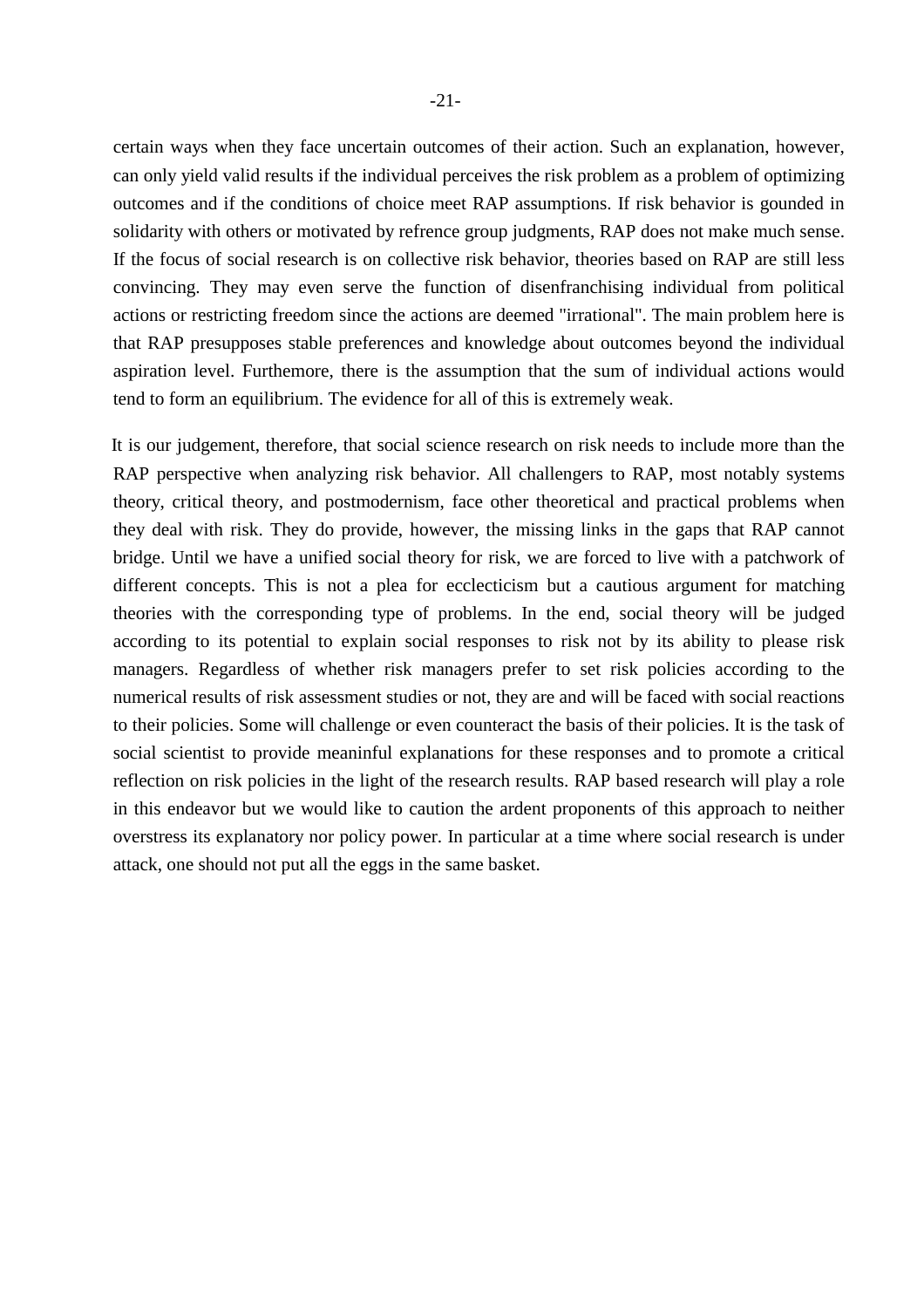certain ways when they face uncertain outcomes of their action. Such an explanation, however, can only yield valid results if the individual perceives the risk problem as a problem of optimizing outcomes and if the conditions of choice meet RAP assumptions. If risk behavior is gounded in solidarity with others or motivated by refrence group judgments, RAP does not make much sense. If the focus of social research is on collective risk behavior, theories based on RAP are still less convincing. They may even serve the function of disenfranchising individual from political actions or restricting freedom since the actions are deemed "irrational". The main problem here is that RAP presupposes stable preferences and knowledge about outcomes beyond the individual aspiration level. Furthemore, there is the assumption that the sum of individual actions would tend to form an equilibrium. The evidence for all of this is extremely weak.

It is our judgement, therefore, that social science research on risk needs to include more than the RAP perspective when analyzing risk behavior. All challengers to RAP, most notably systems theory, critical theory, and postmodernism, face other theoretical and practical problems when they deal with risk. They do provide, however, the missing links in the gaps that RAP cannot bridge. Until we have a unified social theory for risk, we are forced to live with a patchwork of different concepts. This is not a plea for ecclecticism but a cautious argument for matching theories with the corresponding type of problems. In the end, social theory will be judged according to its potential to explain social responses to risk not by its ability to please risk managers. Regardless of whether risk managers prefer to set risk policies according to the numerical results of risk assessment studies or not, they are and will be faced with social reactions to their policies. Some will challenge or even counteract the basis of their policies. It is the task of social scientist to provide meaninful explanations for these responses and to promote a critical reflection on risk policies in the light of the research results. RAP based research will play a role in this endeavor but we would like to caution the ardent proponents of this approach to neither overstress its explanatory nor policy power. In particular at a time where social research is under attack, one should not put all the eggs in the same basket.